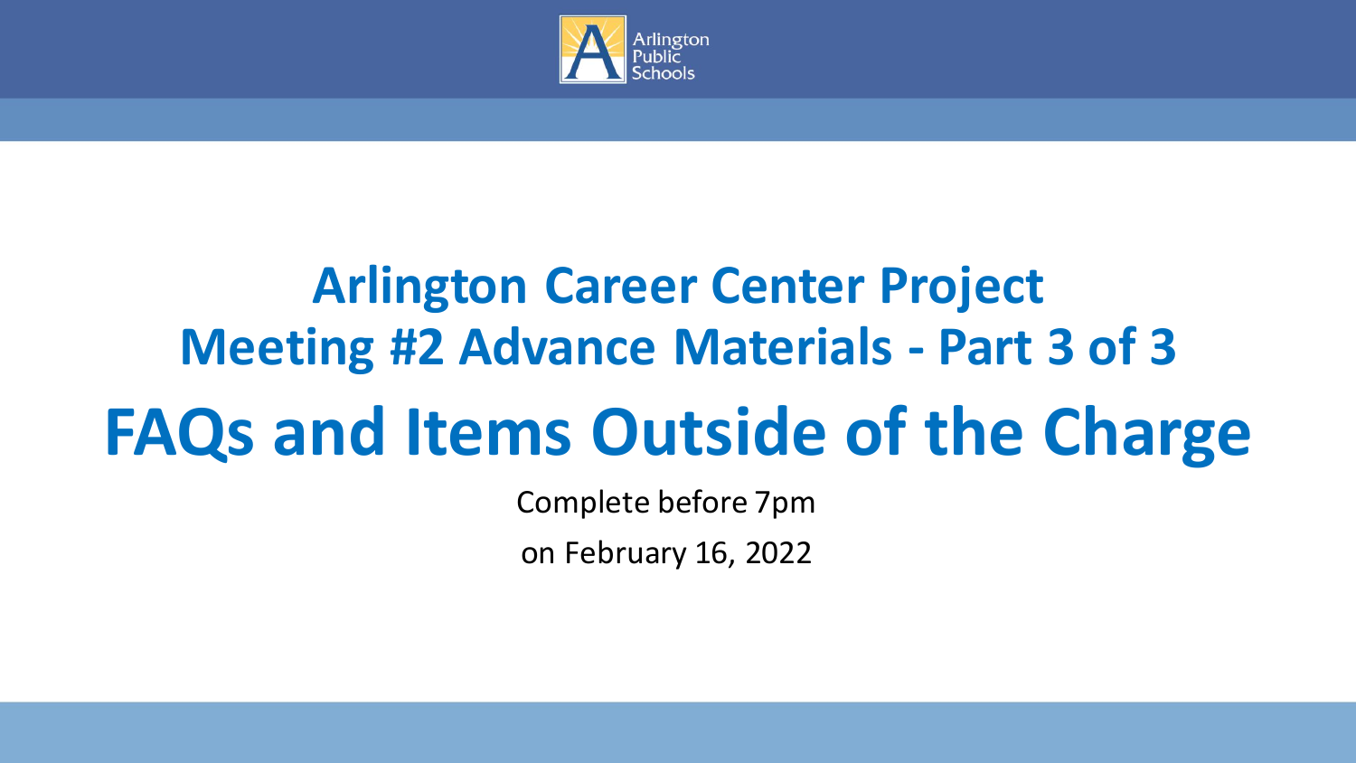Arlington Public Schools

# Arlington Career Center Project
# Meeting #2 Advance Materials - Part 3 of 3
# FAQs and Items Outside of the Charge

Complete before 7pm

on February 16, 2022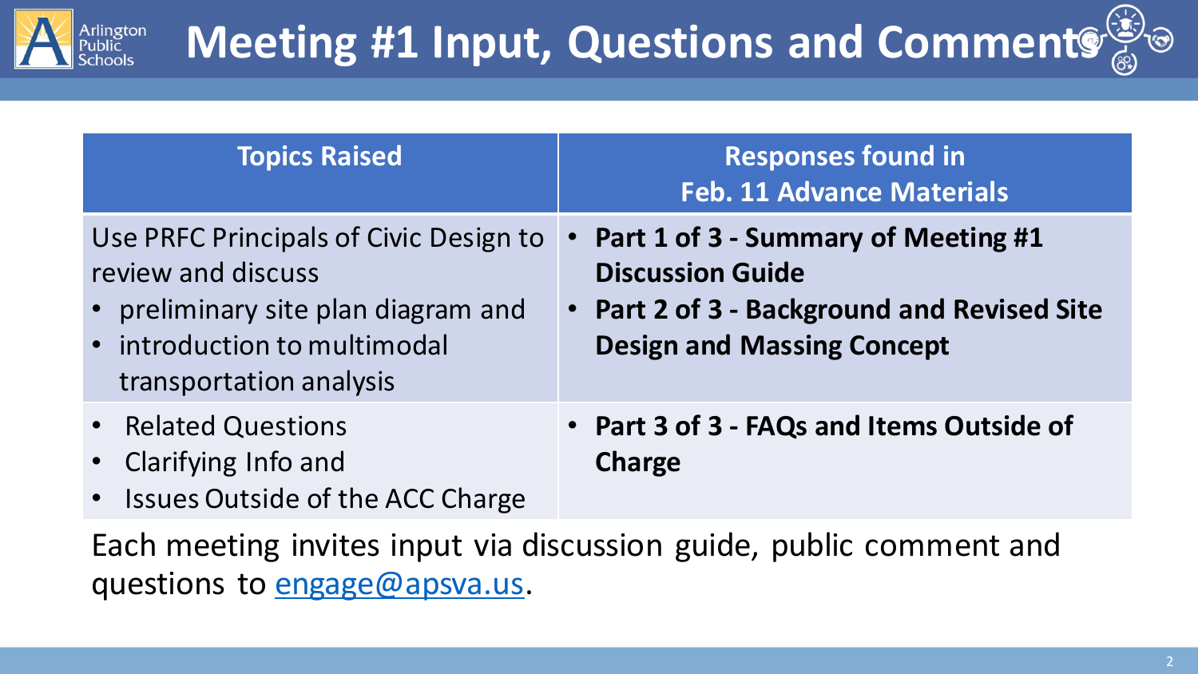# Meeting #1 Input, Questions and Comments

| Topics Raised | Responses found in Feb. 11 Advance Materials |
|---|---|
| Use PRFC Principals of Civic Design to review and discuss<br>• preliminary site plan diagram and<br>• introduction to multimodal transportation analysis | • **Part 1 of 3 - Summary of Meeting #1 Discussion Guide**<br>• **Part 2 of 3 - Background and Revised Site Design and Massing Concept** |
| • Related Questions<br>• Clarifying Info and<br>• Issues Outside of the ACC Charge | • **Part 3 of 3 - FAQs and Items Outside of Charge** |

Each meeting invites input via discussion guide, public comment and questions to engage@apsva.us.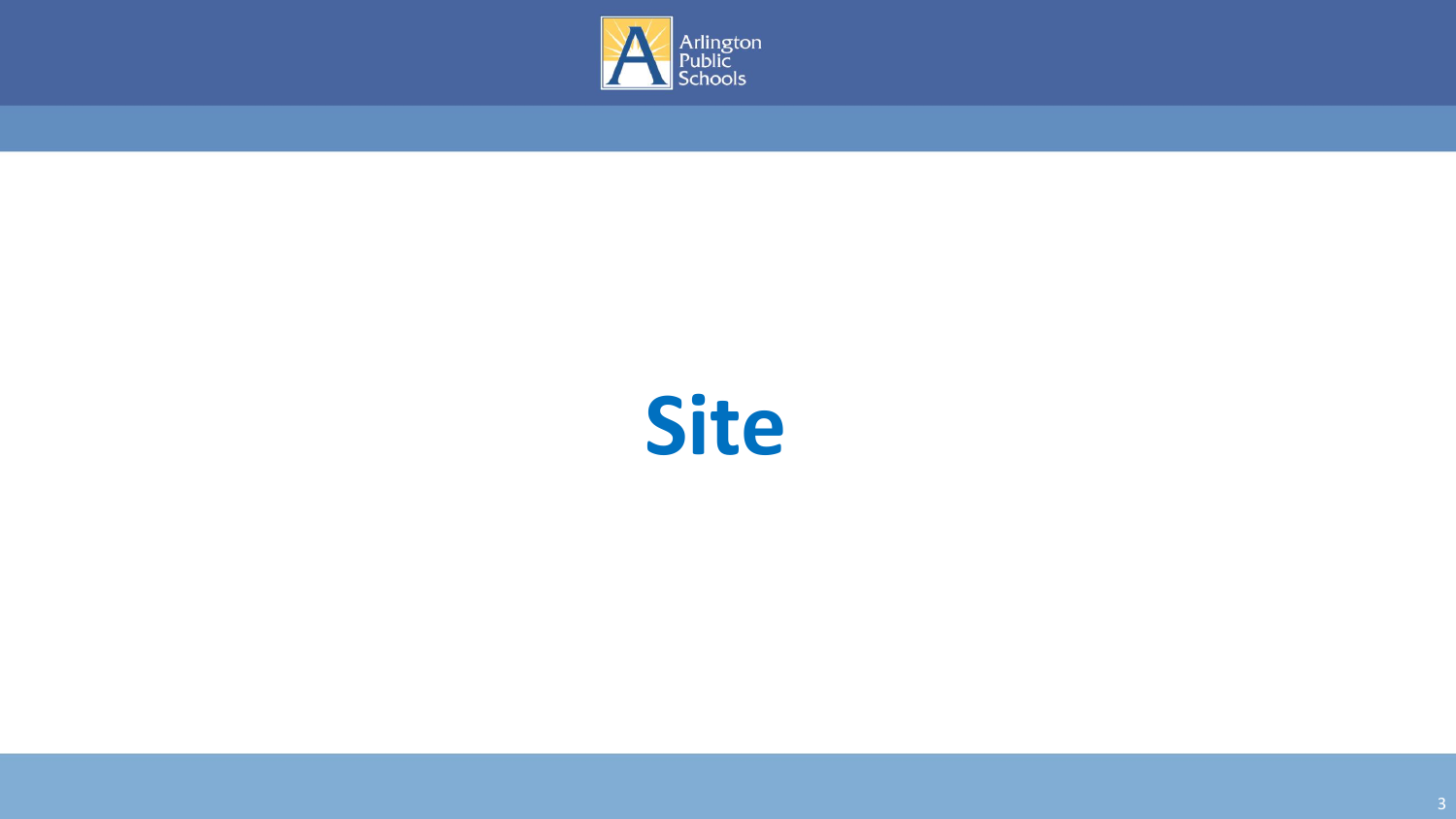# Site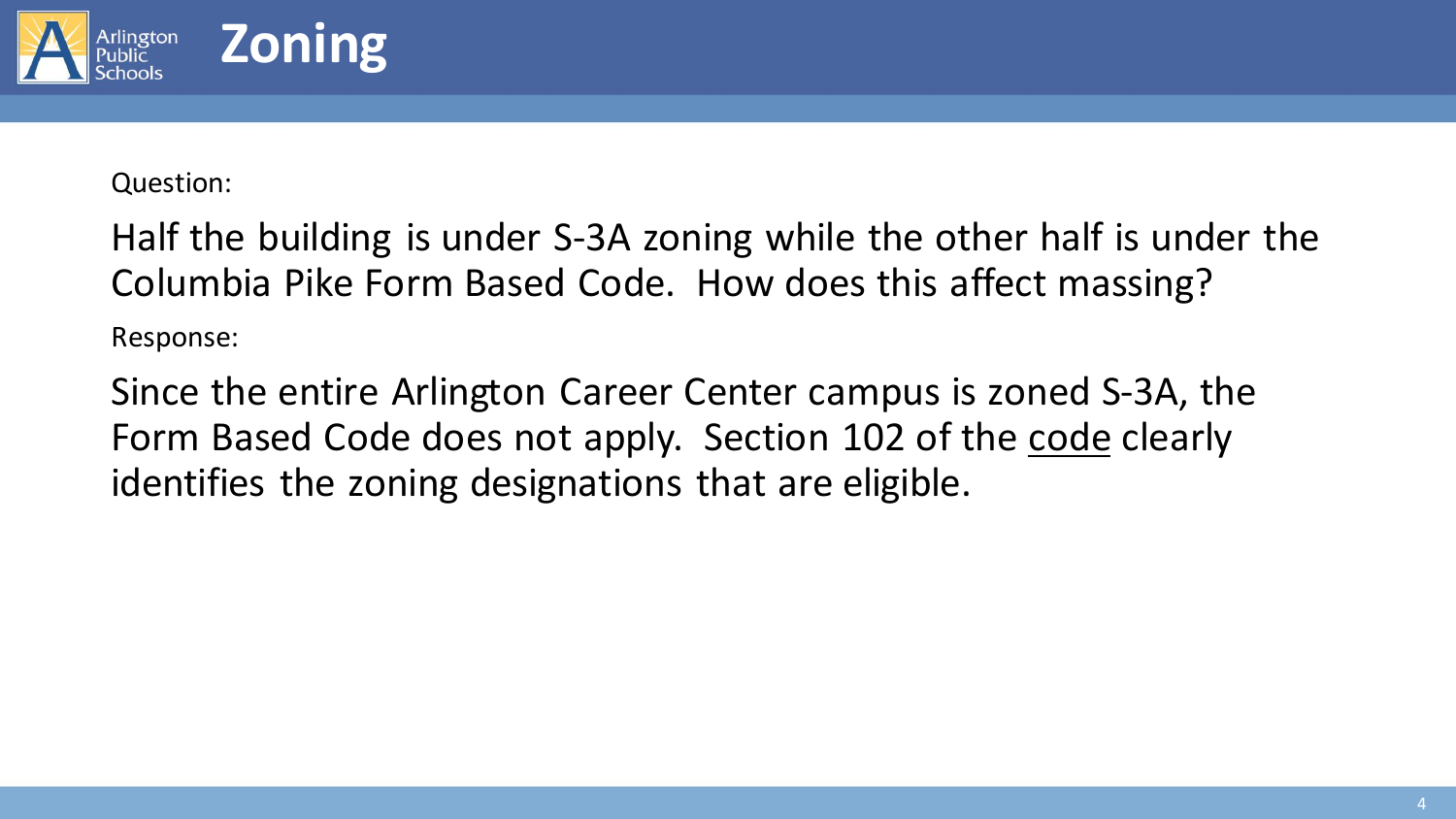# Zoning

Question:

Half the building is under S-3A zoning while the other half is under the Columbia Pike Form Based Code. How does this affect massing?

Response:

Since the entire Arlington Career Center campus is zoned S-3A, the Form Based Code does not apply. Section 102 of the code clearly identifies the zoning designations that are eligible.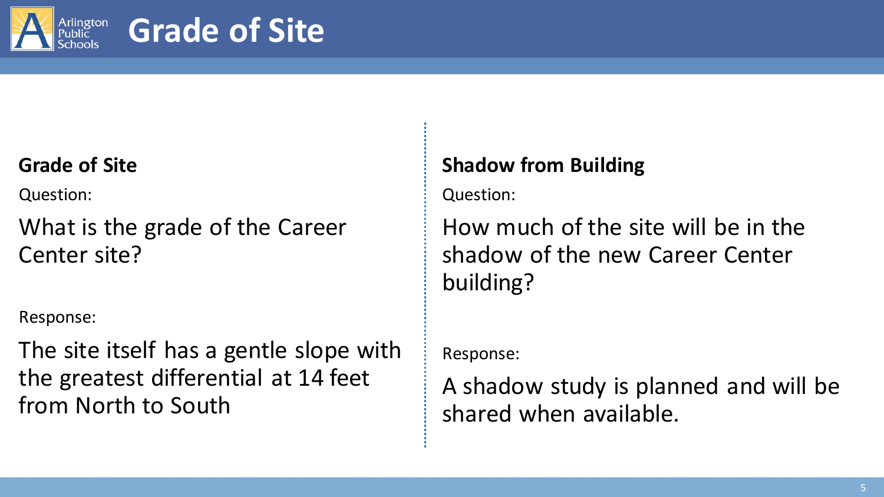# Grade of Site

## Grade of Site

Question:

What is the grade of the Career Center site?

Response:

The site itself has a gentle slope with the greatest differential at 14 feet from North to South

## Shadow from Building

Question:

How much of the site will be in the shadow of the new Career Center building?

Response:

A shadow study is planned and will be shared when available.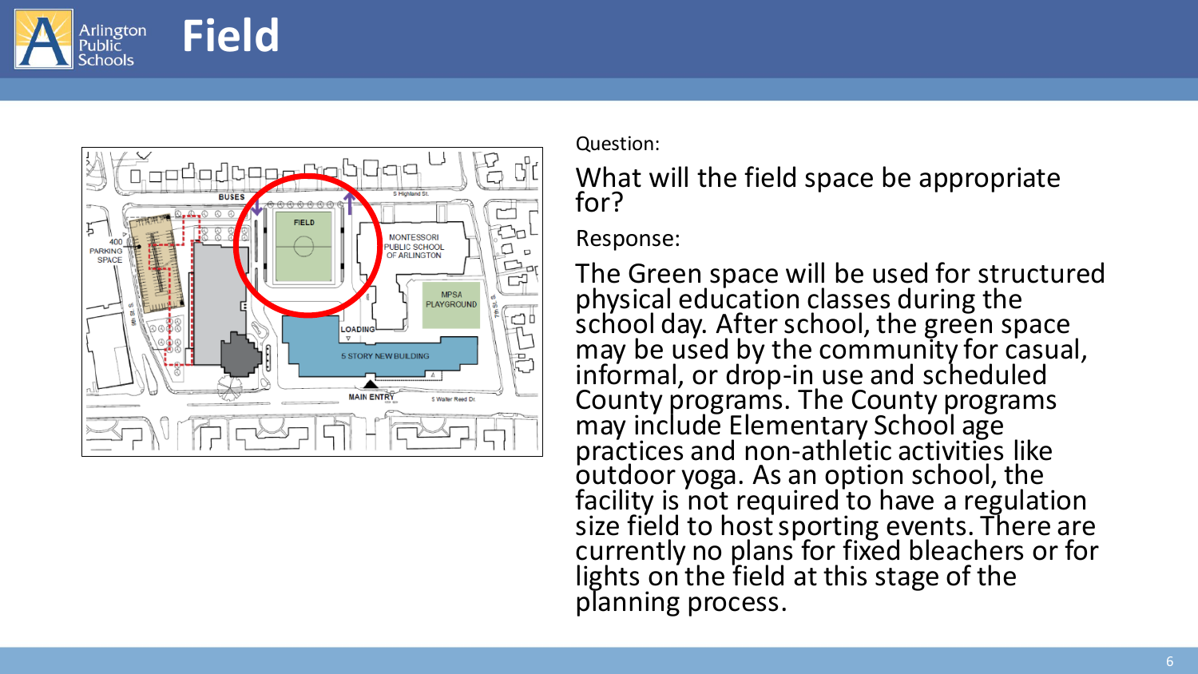# Field

Question:

What will the field space be appropriate for?

Response:

The Green space will be used for structured physical education classes during the school day. After school, the green space may be used by the community for casual, informal, or drop-in use and scheduled County programs. The County programs may include Elementary School age practices and non-athletic activities like outdoor yoga. As an option school, the facility is not required to have a regulation size field to host sporting events. There are currently no plans for fixed bleachers or for lights on the field at this stage of the planning process.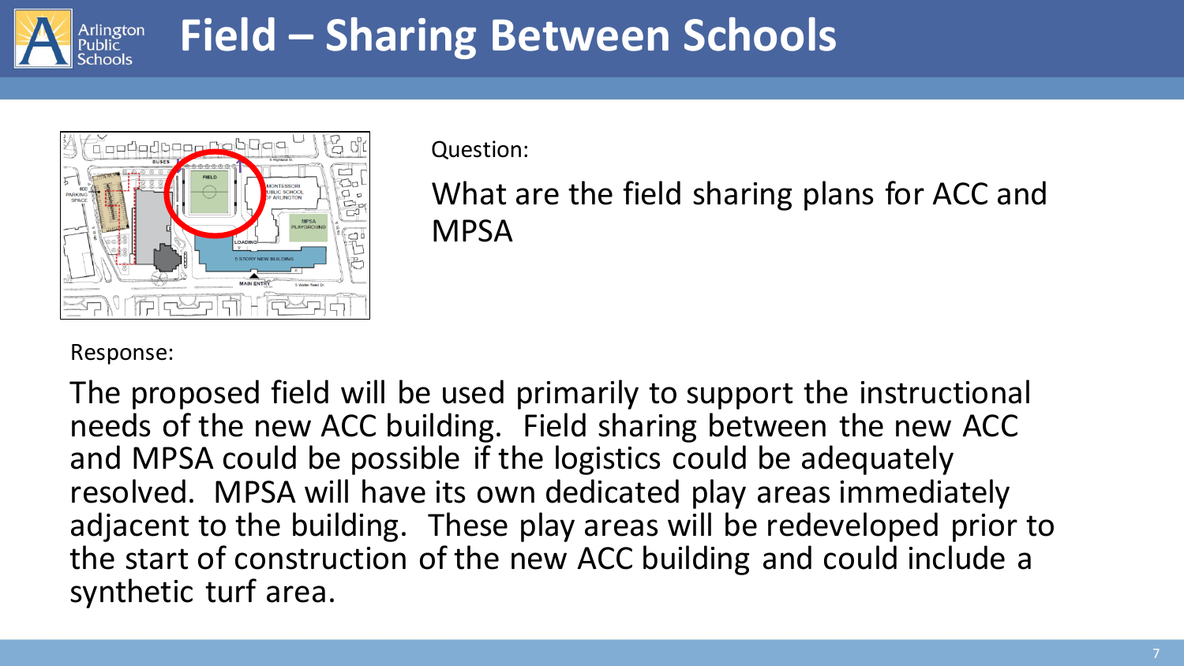# Field – Sharing Between Schools

Question:

What are the field sharing plans for ACC and MPSA

Response:

The proposed field will be used primarily to support the instructional needs of the new ACC building. Field sharing between the new ACC and MPSA could be possible if the logistics could be adequately resolved. MPSA will have its own dedicated play areas immediately adjacent to the building. These play areas will be redeveloped prior to the start of construction of the new ACC building and could include a synthetic turf area.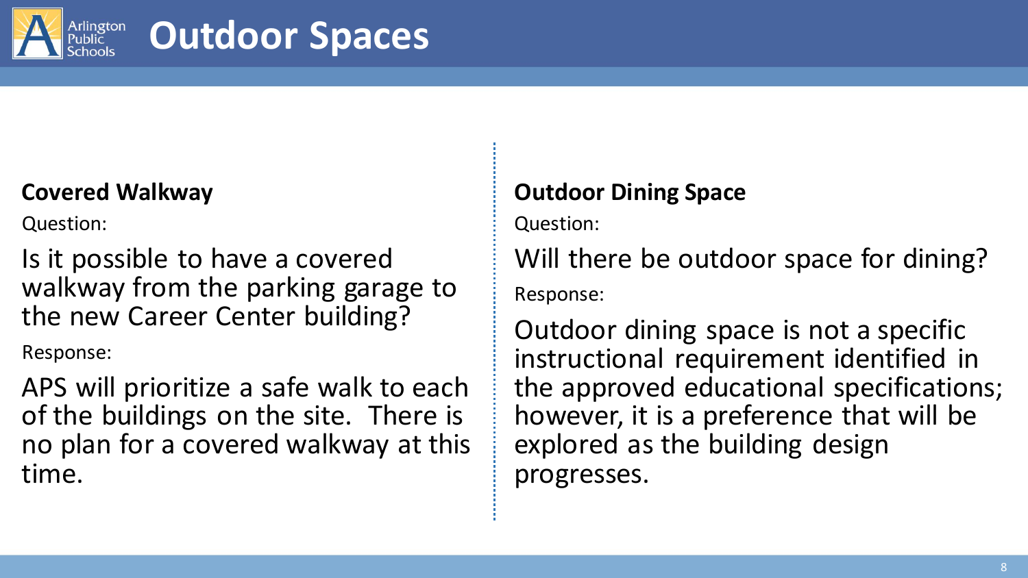# Outdoor Spaces

**Covered Walkway**

Question:

Is it possible to have a covered walkway from the parking garage to the new Career Center building?

Response:

APS will prioritize a safe walk to each of the buildings on the site. There is no plan for a covered walkway at this time.

**Outdoor Dining Space**

Question:

Will there be outdoor space for dining?

Response:

Outdoor dining space is not a specific instructional requirement identified in the approved educational specifications; however, it is a preference that will be explored as the building design progresses.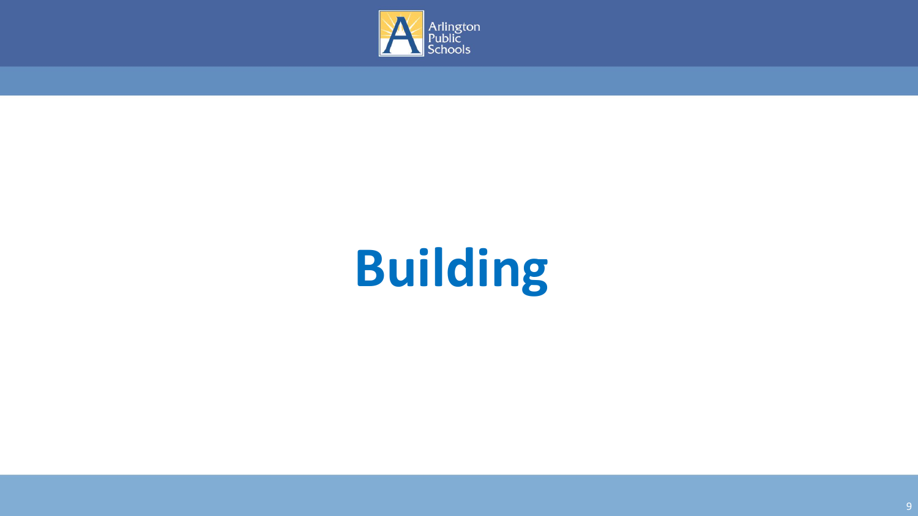# Building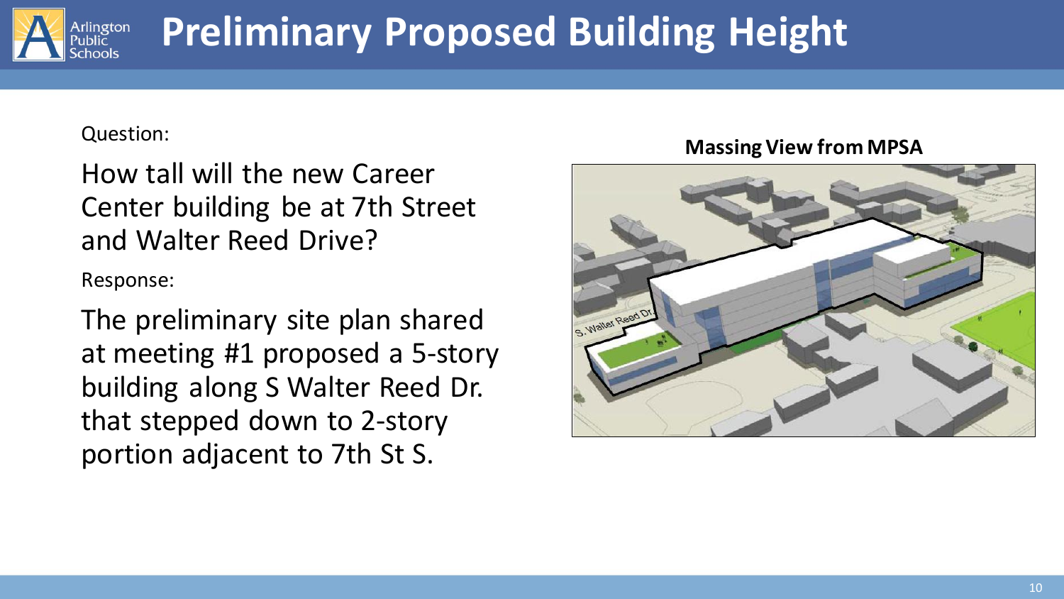# Preliminary Proposed Building Height

Question:

How tall will the new Career Center building be at 7th Street and Walter Reed Drive?

Response:

The preliminary site plan shared at meeting #1 proposed a 5-story building along S Walter Reed Dr. that stepped down to 2-story portion adjacent to 7th St S.

**Massing View from MPSA**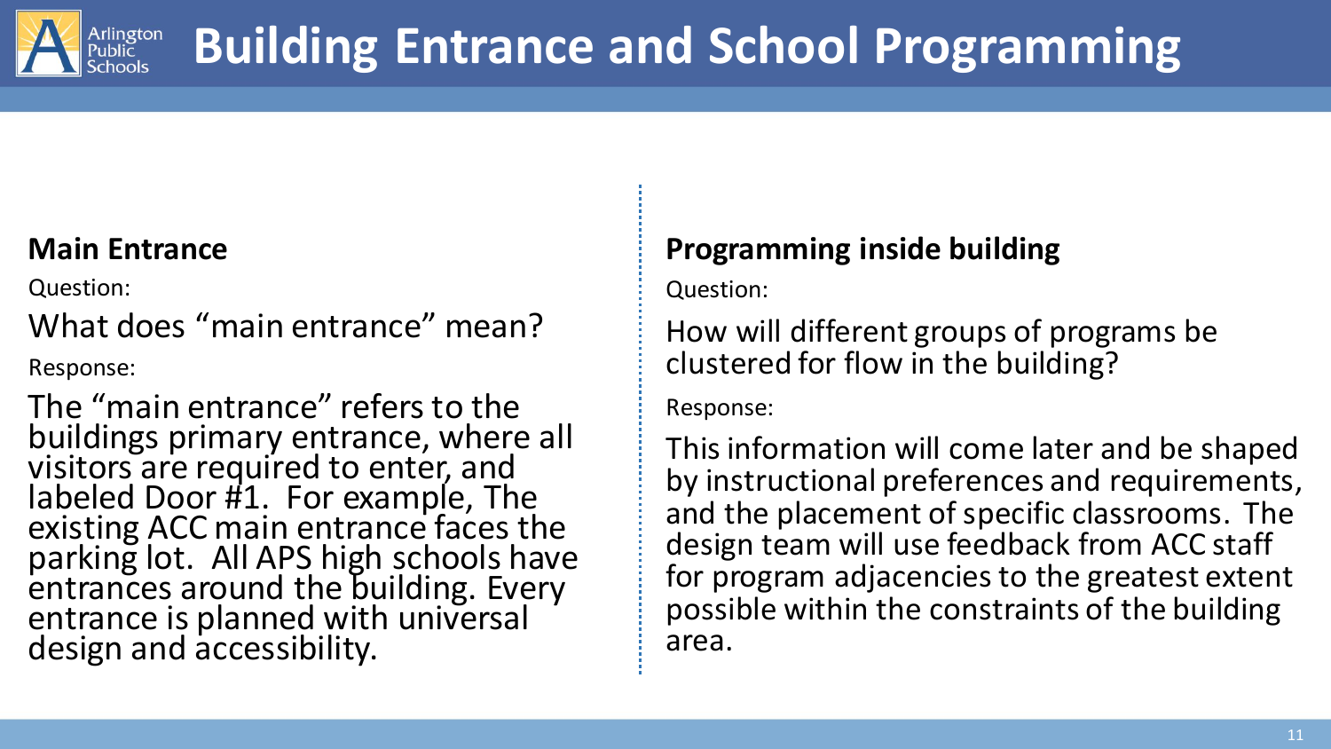# Building Entrance and School Programming

## Main Entrance

Question:

What does “main entrance” mean?

Response:

The “main entrance” refers to the buildings primary entrance, where all visitors are required to enter, and labeled Door #1. For example, The existing ACC main entrance faces the parking lot. All APS high schools have entrances around the building. Every entrance is planned with universal design and accessibility.

## Programming inside building

Question:

How will different groups of programs be clustered for flow in the building?

Response:

This information will come later and be shaped by instructional preferences and requirements, and the placement of specific classrooms. The design team will use feedback from ACC staff for program adjacencies to the greatest extent possible within the constraints of the building area.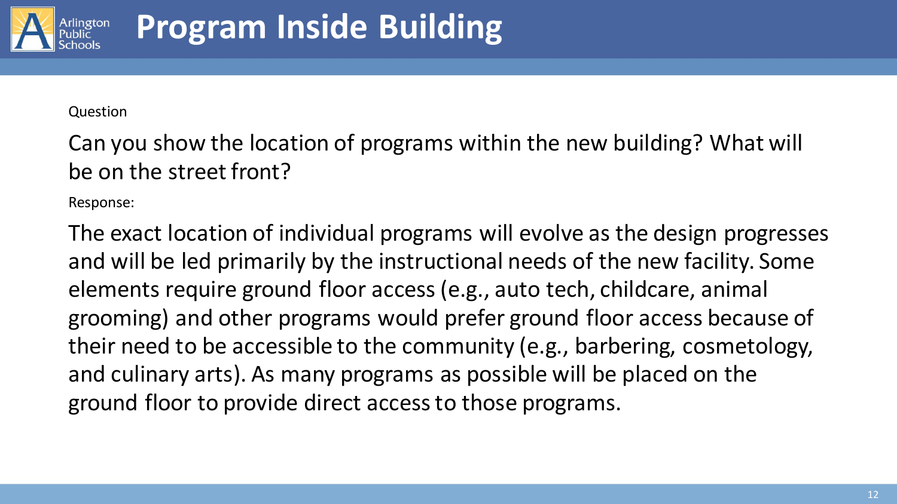# Program Inside Building

Question

Can you show the location of programs within the new building? What will be on the street front?

Response:

The exact location of individual programs will evolve as the design progresses and will be led primarily by the instructional needs of the new facility. Some elements require ground floor access (e.g., auto tech, childcare, animal grooming) and other programs would prefer ground floor access because of their need to be accessible to the community (e.g., barbering, cosmetology, and culinary arts). As many programs as possible will be placed on the ground floor to provide direct access to those programs.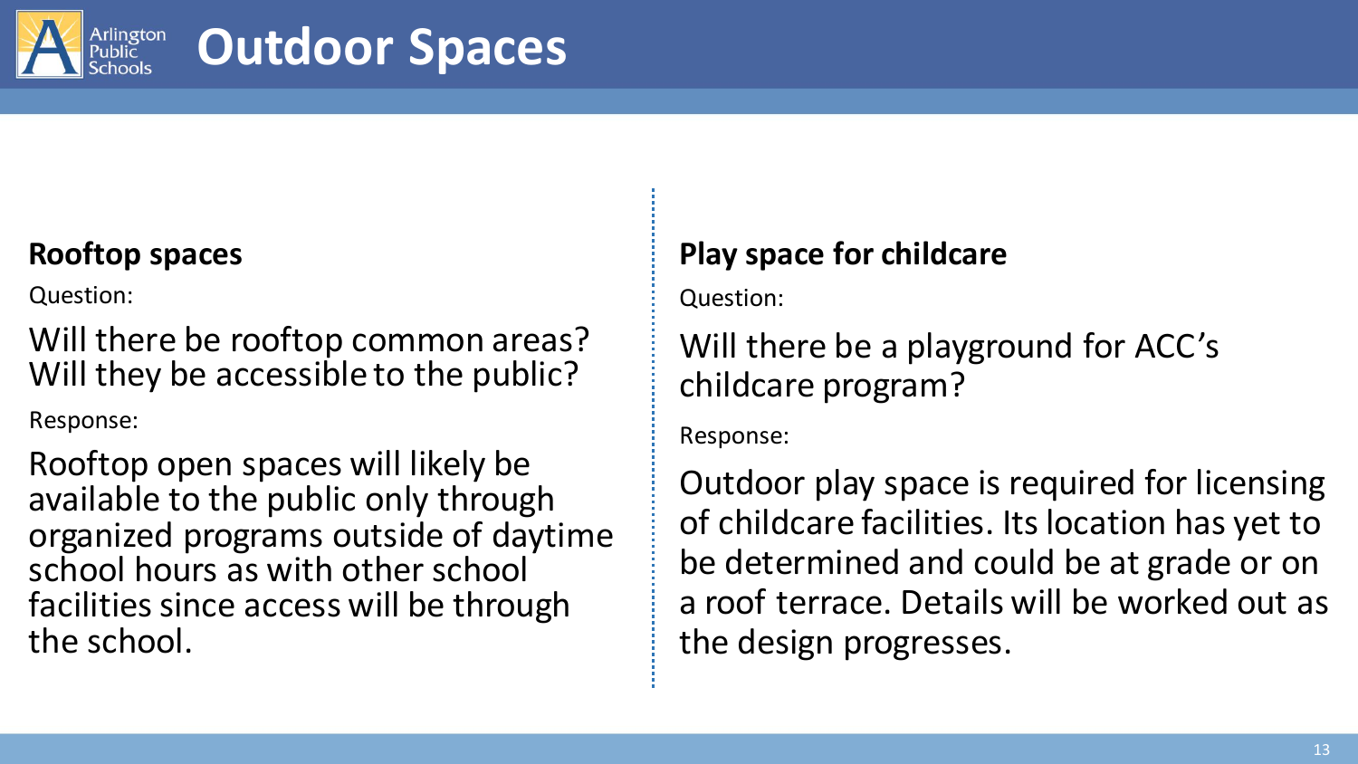# Outdoor Spaces

## Rooftop spaces

Question:

Will there be rooftop common areas? Will they be accessible to the public?

Response:

Rooftop open spaces will likely be available to the public only through organized programs outside of daytime school hours as with other school facilities since access will be through the school.

## Play space for childcare

Question:

Will there be a playground for ACC's childcare program?

Response:

Outdoor play space is required for licensing of childcare facilities. Its location has yet to be determined and could be at grade or on a roof terrace. Details will be worked out as the design progresses.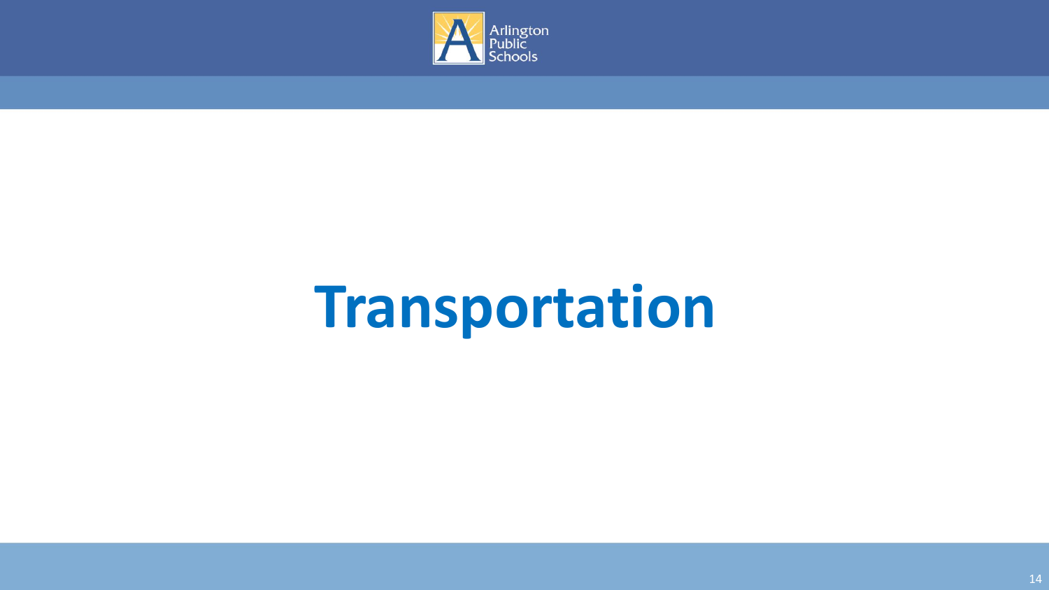# Transportation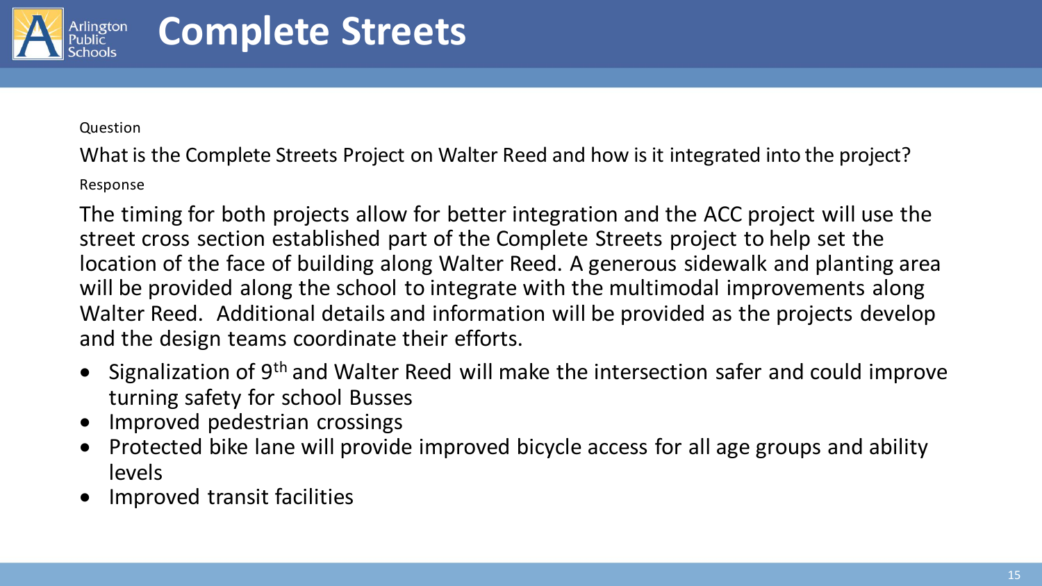# Complete Streets

Question

What is the Complete Streets Project on Walter Reed and how is it integrated into the project?

Response

The timing for both projects allow for better integration and the ACC project will use the street cross section established part of the Complete Streets project to help set the location of the face of building along Walter Reed. A generous sidewalk and planting area will be provided along the school to integrate with the multimodal improvements along Walter Reed. Additional details and information will be provided as the projects develop and the design teams coordinate their efforts.

- Signalization of 9th and Walter Reed will make the intersection safer and could improve turning safety for school Busses
- Improved pedestrian crossings
- Protected bike lane will provide improved bicycle access for all age groups and ability levels
- Improved transit facilities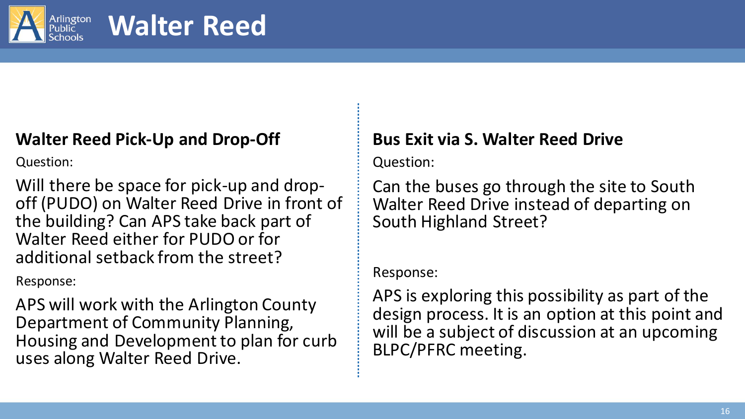# Walter Reed

## Walter Reed Pick-Up and Drop-Off

Question:

Will there be space for pick-up and drop-off (PUDO) on Walter Reed Drive in front of the building? Can APS take back part of Walter Reed either for PUDO or for additional setback from the street?

Response:

APS will work with the Arlington County Department of Community Planning, Housing and Development to plan for curb uses along Walter Reed Drive.

## Bus Exit via S. Walter Reed Drive

Question:

Can the buses go through the site to South Walter Reed Drive instead of departing on South Highland Street?

Response:

APS is exploring this possibility as part of the design process. It is an option at this point and will be a subject of discussion at an upcoming BLPC/PFRC meeting.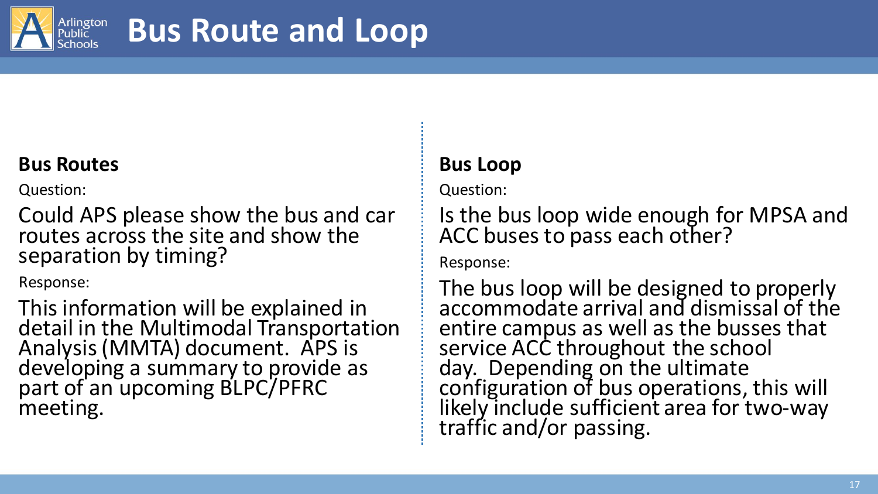# Bus Route and Loop

**Bus Routes**

Question:

Could APS please show the bus and car routes across the site and show the separation by timing?

Response:

This information will be explained in detail in the Multimodal Transportation Analysis (MMTA) document.  APS is developing a summary to provide as part of an upcoming BLPC/PFRC meeting.

**Bus Loop**

Question:

Is the bus loop wide enough for MPSA and ACC buses to pass each other?

Response:

The bus loop will be designed to properly accommodate arrival and dismissal of the entire campus as well as the busses that service ACC throughout the school day.  Depending on the ultimate configuration of bus operations, this will likely include sufficient area for two-way traffic and/or passing.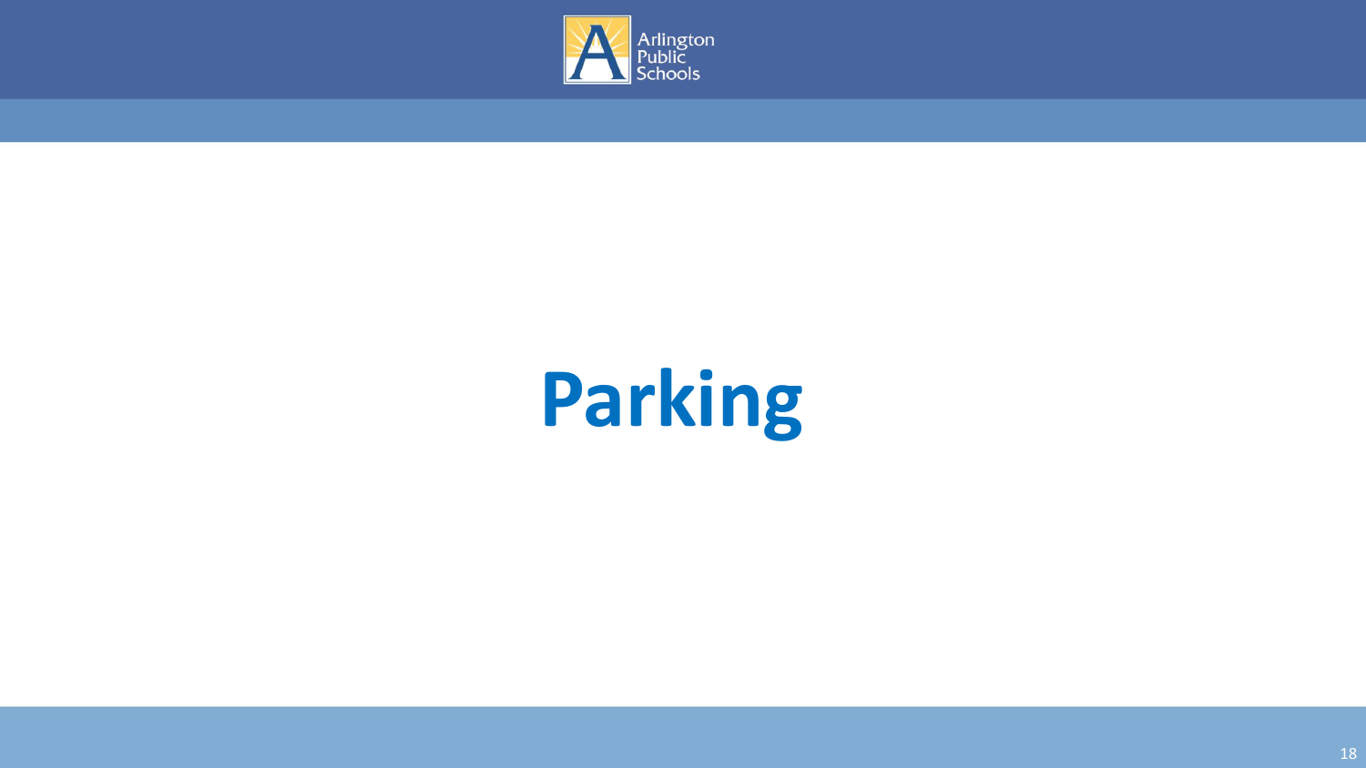# Parking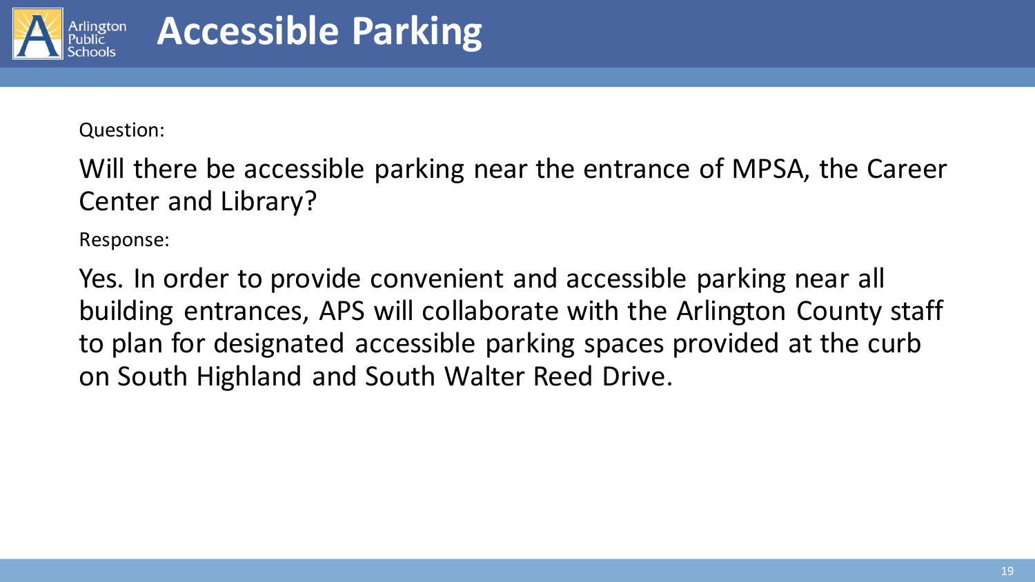# Accessible Parking

Question:

Will there be accessible parking near the entrance of MPSA, the Career Center and Library?

Response:

Yes. In order to provide convenient and accessible parking near all building entrances, APS will collaborate with the Arlington County staff to plan for designated accessible parking spaces provided at the curb on South Highland and South Walter Reed Drive.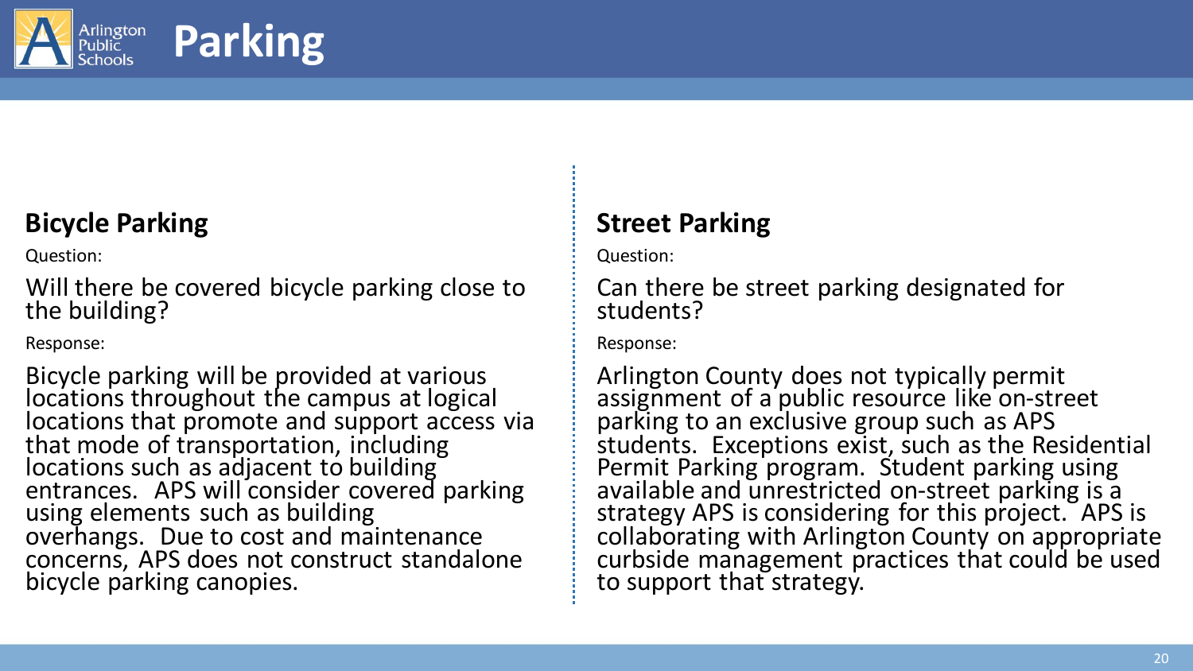# Parking

## Bicycle Parking

Question:

Will there be covered bicycle parking close to the building?

Response:

Bicycle parking will be provided at various locations throughout the campus at logical locations that promote and support access via that mode of transportation, including locations such as adjacent to building entrances. APS will consider covered parking using elements such as building overhangs. Due to cost and maintenance concerns, APS does not construct standalone bicycle parking canopies.

## Street Parking

Question:

Can there be street parking designated for students?

Response:

Arlington County does not typically permit assignment of a public resource like on-street parking to an exclusive group such as APS students. Exceptions exist, such as the Residential Permit Parking program. Student parking using available and unrestricted on-street parking is a strategy APS is considering for this project. APS is collaborating with Arlington County on appropriate curbside management practices that could be used to support that strategy.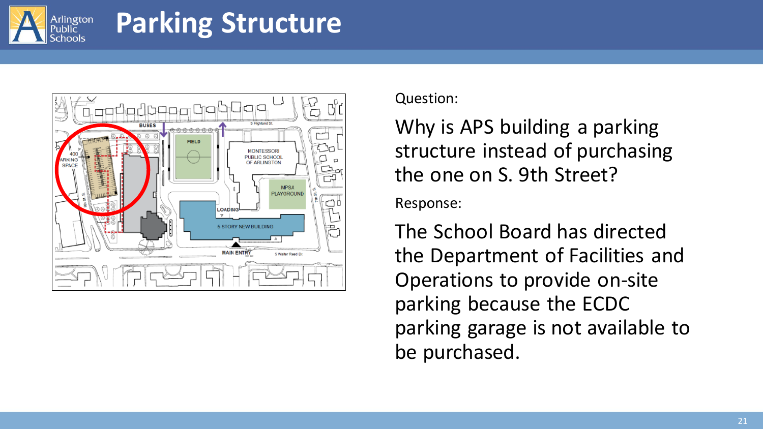# Parking Structure

Question:

Why is APS building a parking structure instead of purchasing the one on S. 9th Street?

Response:

The School Board has directed the Department of Facilities and Operations to provide on-site parking because the ECDC parking garage is not available to be purchased.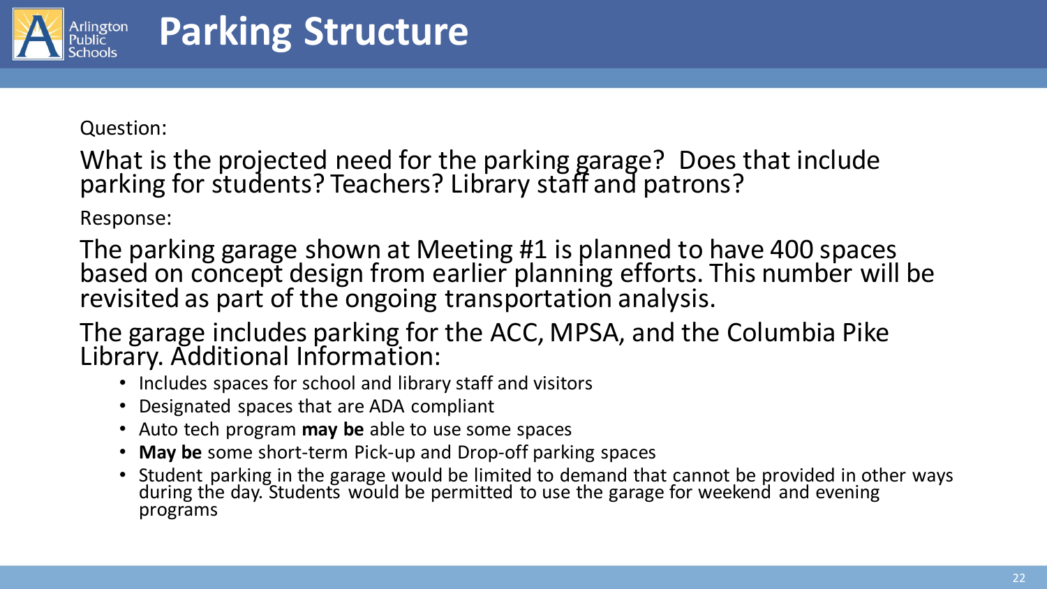# Parking Structure

Question:

What is the projected need for the parking garage? Does that include parking for students? Teachers? Library staff and patrons?

Response:

The parking garage shown at Meeting #1 is planned to have 400 spaces based on concept design from earlier planning efforts. This number will be revisited as part of the ongoing transportation analysis.

The garage includes parking for the ACC, MPSA, and the Columbia Pike Library. Additional Information:

- Includes spaces for school and library staff and visitors
- Designated spaces that are ADA compliant
- Auto tech program **may be** able to use some spaces
- **May be** some short-term Pick-up and Drop-off parking spaces
- Student parking in the garage would be limited to demand that cannot be provided in other ways during the day. Students would be permitted to use the garage for weekend and evening programs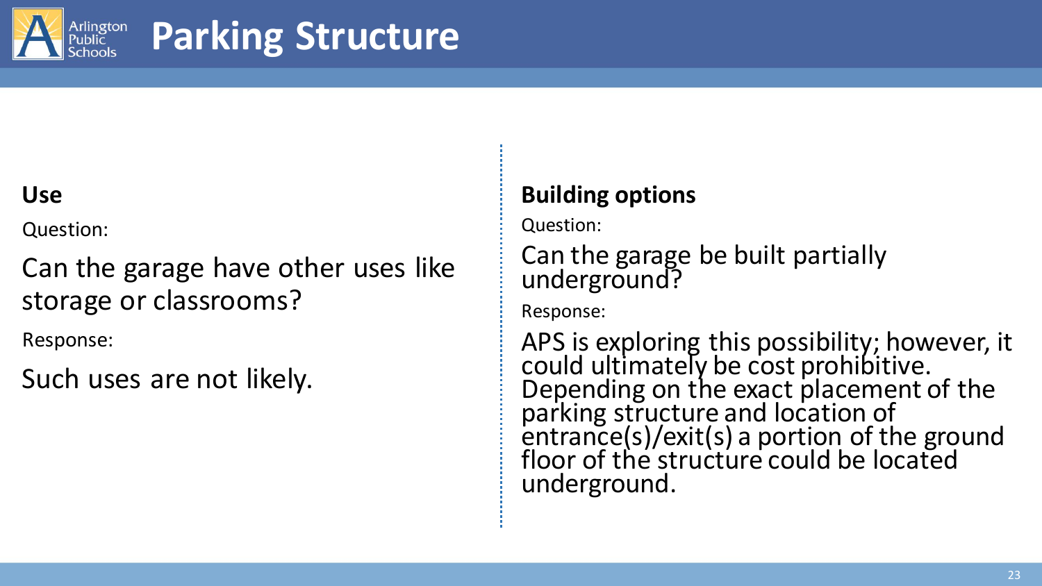# Parking Structure

### Use

Question:

Can the garage have other uses like storage or classrooms?

Response:

Such uses are not likely.

### Building options

Question:

Can the garage be built partially underground?

Response:

APS is exploring this possibility; however, it could ultimately be cost prohibitive. Depending on the exact placement of the parking structure and location of entrance(s)/exit(s) a portion of the ground floor of the structure could be located underground.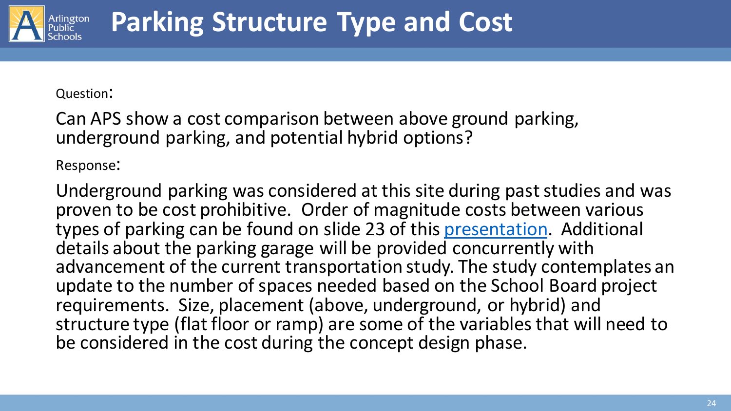# Parking Structure Type and Cost

Question:

Can APS show a cost comparison between above ground parking, underground parking, and potential hybrid options?

Response:

Underground parking was considered at this site during past studies and was proven to be cost prohibitive. Order of magnitude costs between various types of parking can be found on slide 23 of this presentation. Additional details about the parking garage will be provided concurrently with advancement of the current transportation study. The study contemplates an update to the number of spaces needed based on the School Board project requirements. Size, placement (above, underground, or hybrid) and structure type (flat floor or ramp) are some of the variables that will need to be considered in the cost during the concept design phase.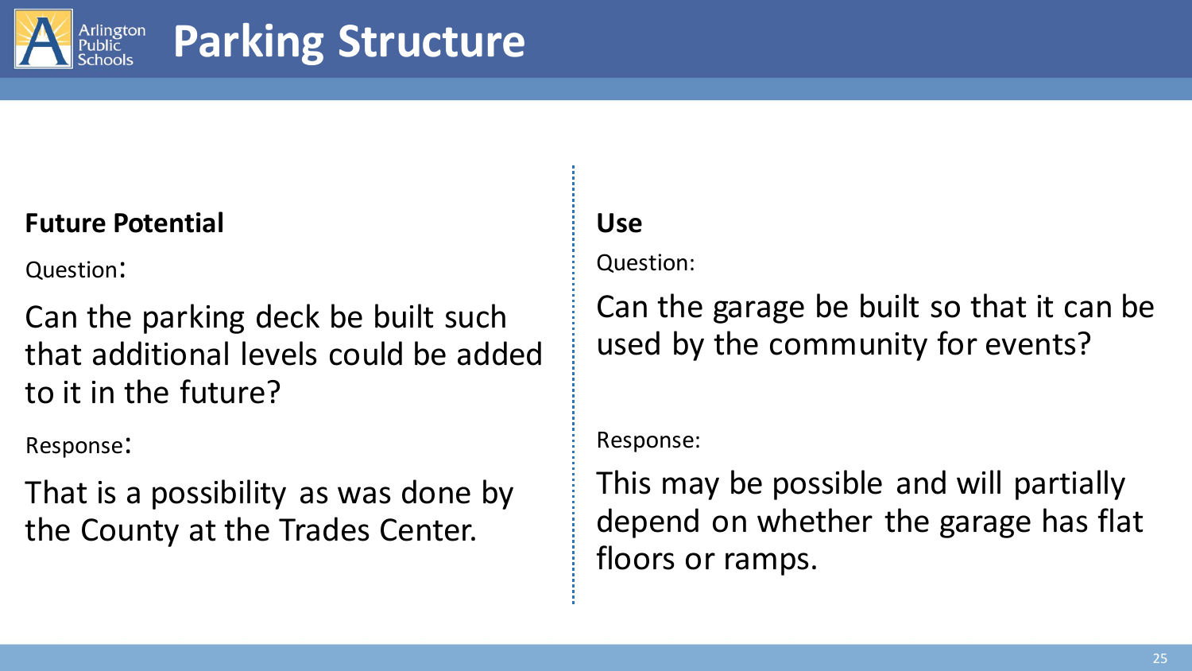# Parking Structure

## Future Potential

Question:

Can the parking deck be built such that additional levels could be added to it in the future?

Response:

That is a possibility as was done by the County at the Trades Center.

## Use

Question:

Can the garage be built so that it can be used by the community for events?

Response:

This may be possible and will partially depend on whether the garage has flat floors or ramps.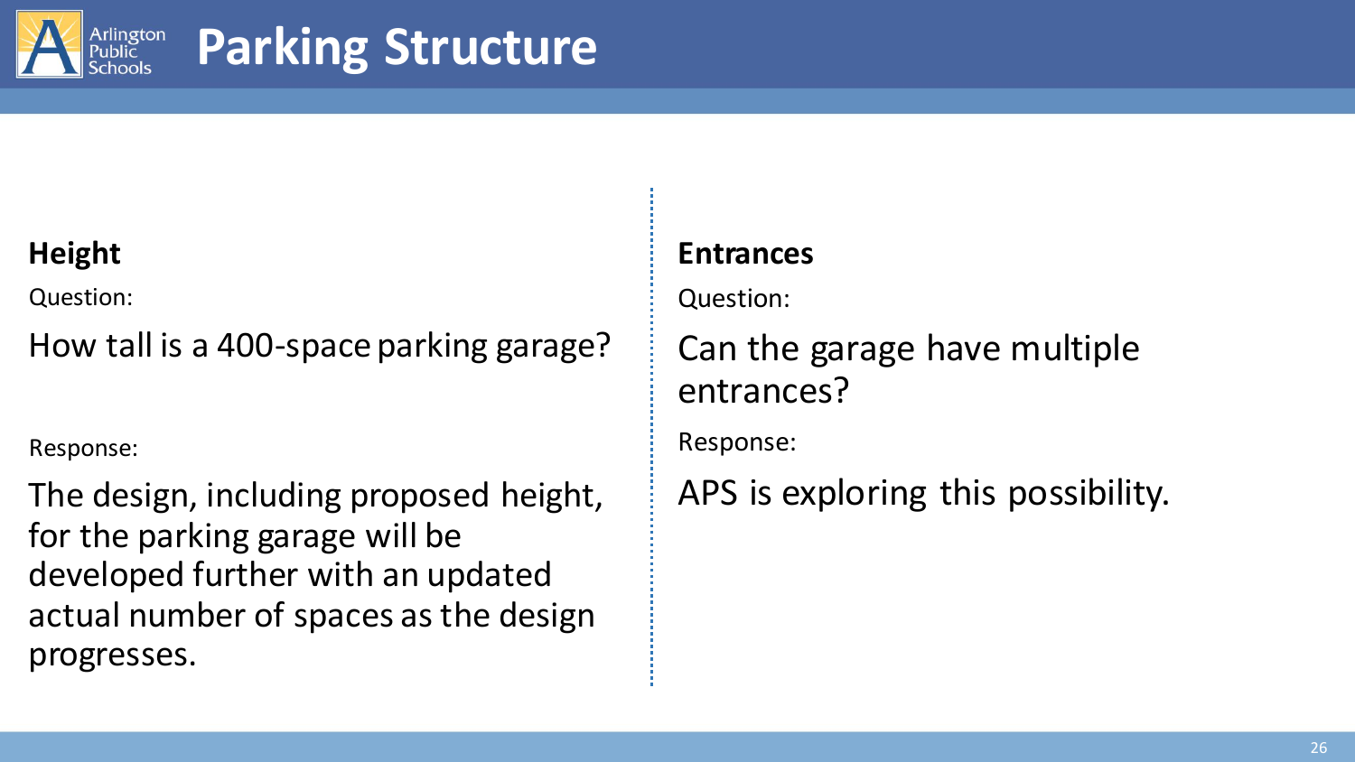# Parking Structure

## Height

Question:

How tall is a 400-space parking garage?

Response:

The design, including proposed height, for the parking garage will be developed further with an updated actual number of spaces as the design progresses.

## Entrances

Question:

Can the garage have multiple entrances?

Response:

APS is exploring this possibility.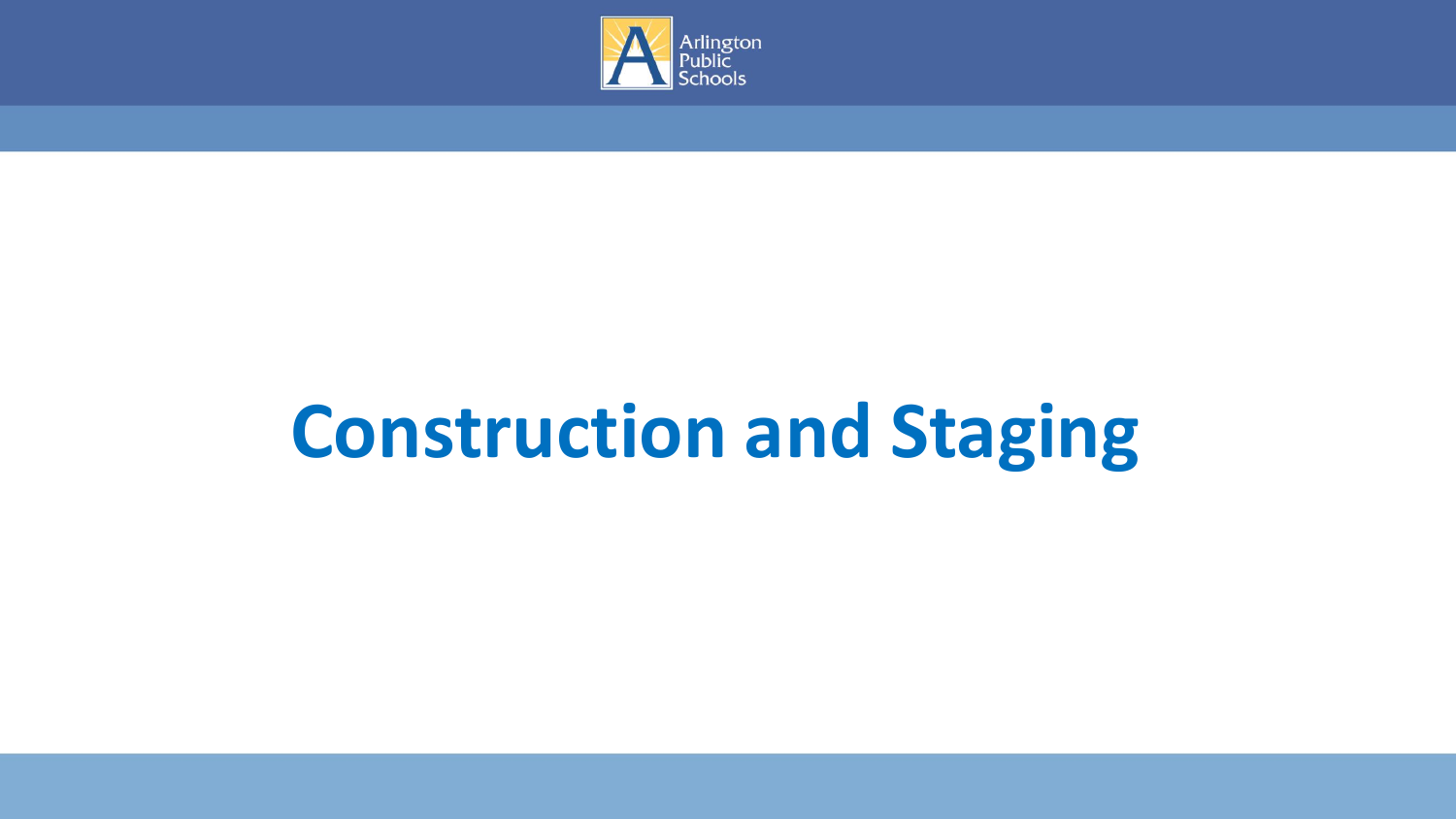# Construction and Staging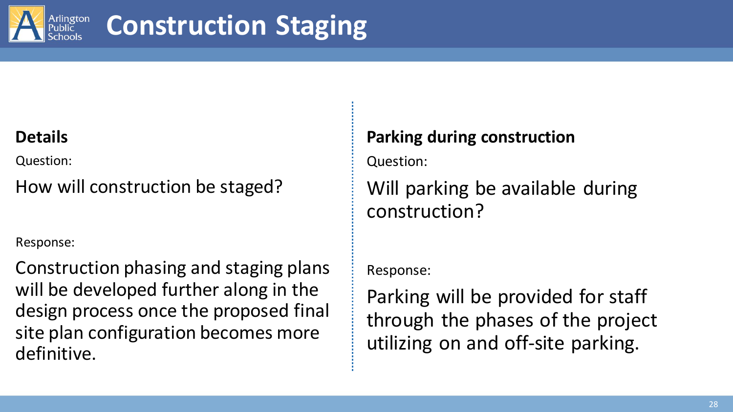# Construction Staging

## Details

Question:

How will construction be staged?

Response:

Construction phasing and staging plans will be developed further along in the design process once the proposed final site plan configuration becomes more definitive.

## Parking during construction

Question:

Will parking be available during construction?

Response:

Parking will be provided for staff through the phases of the project utilizing on and off-site parking.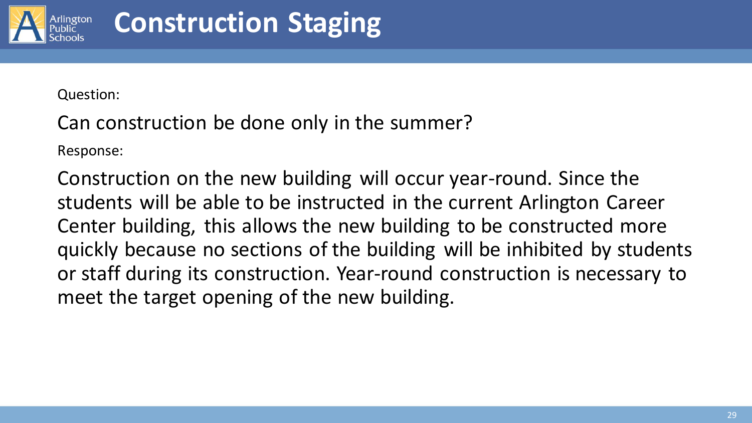# Construction Staging

Question:

Can construction be done only in the summer?

Response:

Construction on the new building will occur year-round. Since the students will be able to be instructed in the current Arlington Career Center building, this allows the new building to be constructed more quickly because no sections of the building will be inhibited by students or staff during its construction. Year-round construction is necessary to meet the target opening of the new building.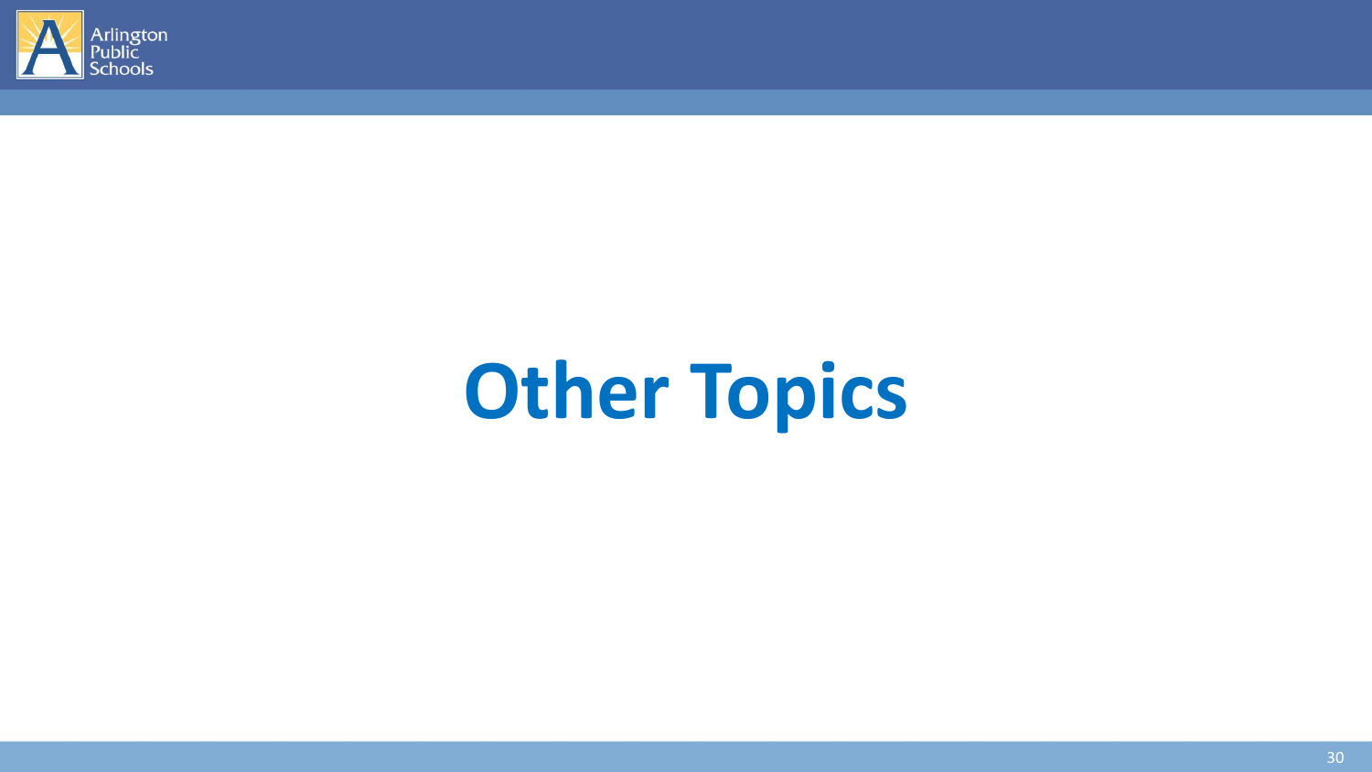# Other Topics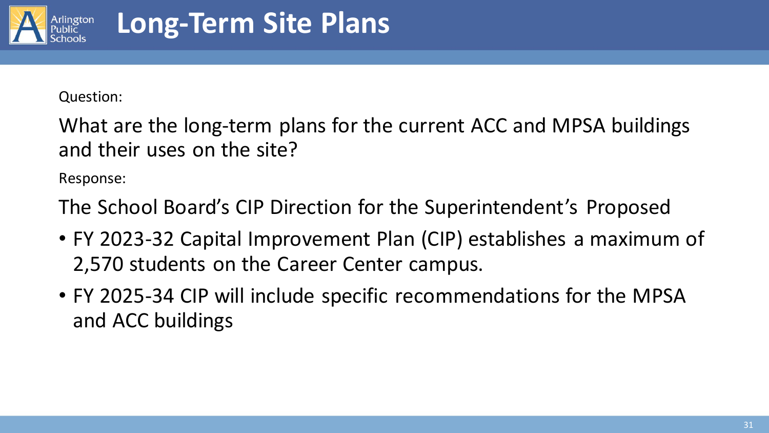# Long-Term Site Plans

Question:

What are the long-term plans for the current ACC and MPSA buildings and their uses on the site?

Response:

The School Board's CIP Direction for the Superintendent's Proposed

- FY 2023-32 Capital Improvement Plan (CIP) establishes a maximum of 2,570 students on the Career Center campus.
- FY 2025-34 CIP will include specific recommendations for the MPSA and ACC buildings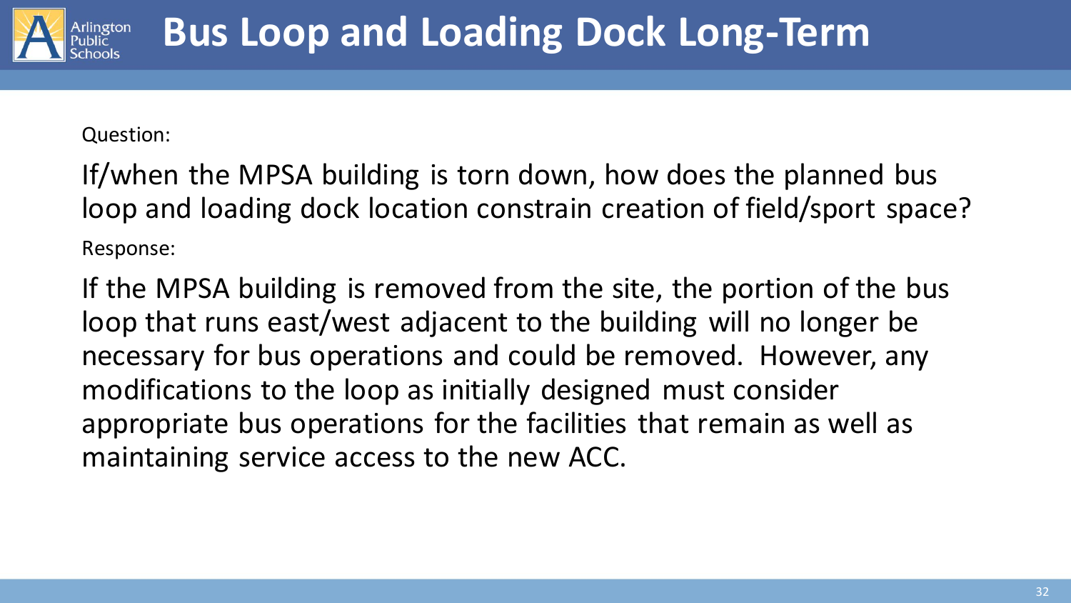# Bus Loop and Loading Dock Long-Term

Question:

If/when the MPSA building is torn down, how does the planned bus loop and loading dock location constrain creation of field/sport space?

Response:

If the MPSA building is removed from the site, the portion of the bus loop that runs east/west adjacent to the building will no longer be necessary for bus operations and could be removed. However, any modifications to the loop as initially designed must consider appropriate bus operations for the facilities that remain as well as maintaining service access to the new ACC.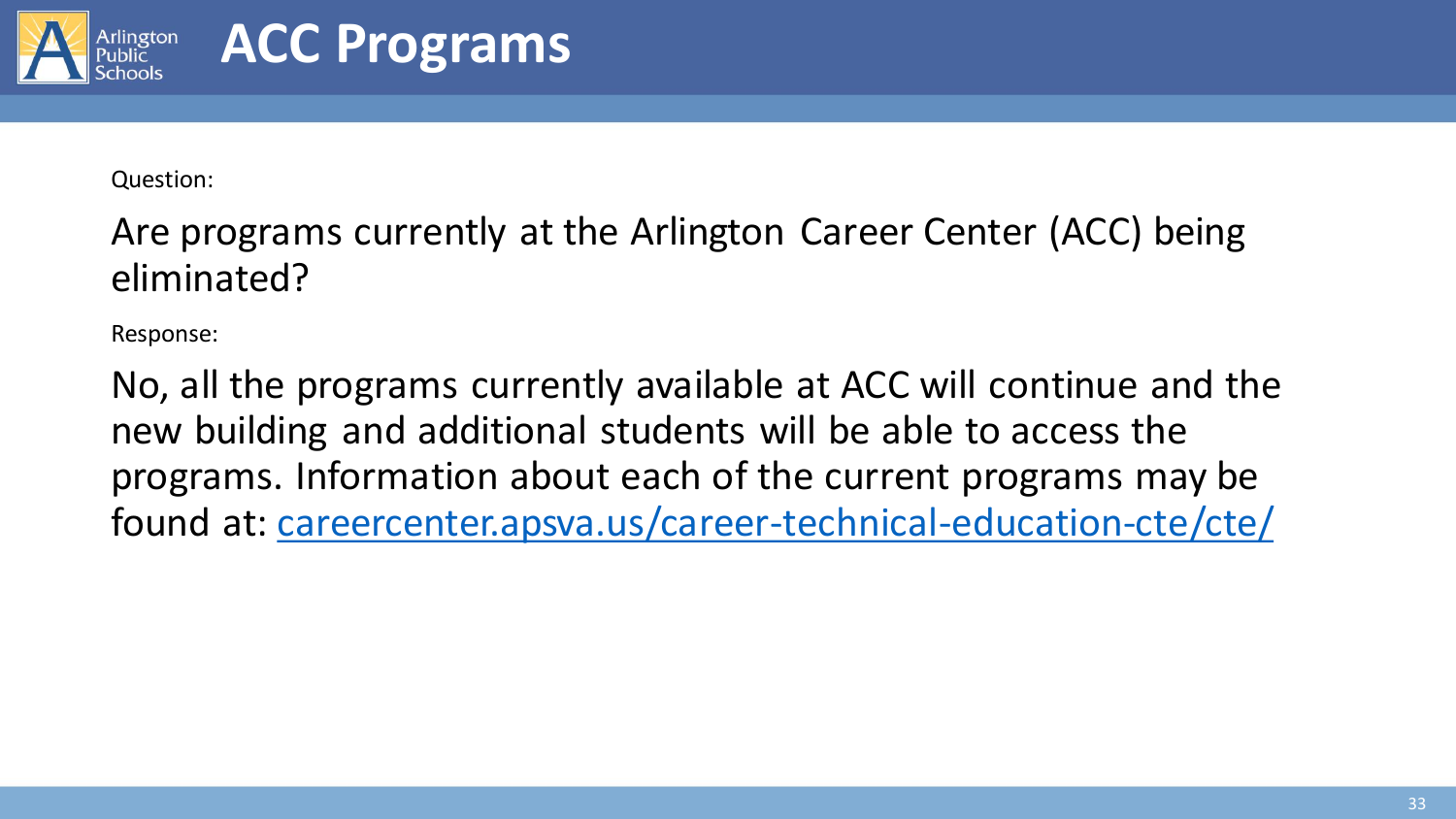# ACC Programs

Question:

Are programs currently at the Arlington Career Center (ACC) being eliminated?

Response:

No, all the programs currently available at ACC will continue and the new building and additional students will be able to access the programs. Information about each of the current programs may be found at: [careercenter.apsva.us/career-technical-education-cte/cte/](careercenter.apsva.us/career-technical-education-cte/cte/)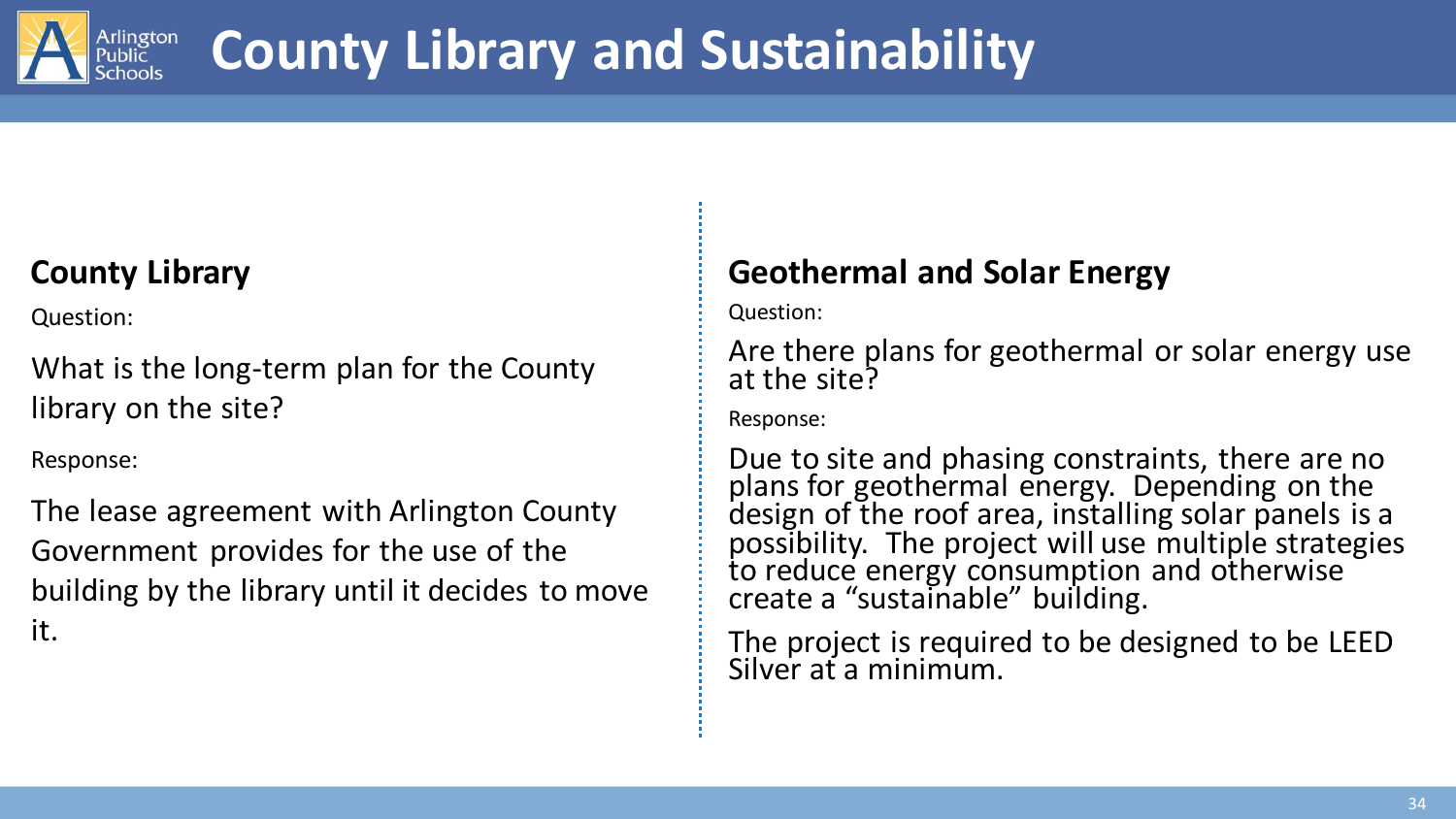# County Library and Sustainability

## County Library

Question:

What is the long-term plan for the County library on the site?

Response:

The lease agreement with Arlington County Government provides for the use of the building by the library until it decides to move it.

## Geothermal and Solar Energy

Question:

Are there plans for geothermal or solar energy use at the site?

Response:

Due to site and phasing constraints, there are no plans for geothermal energy. Depending on the design of the roof area, installing solar panels is a possibility. The project will use multiple strategies to reduce energy consumption and otherwise create a "sustainable" building.

The project is required to be designed to be LEED Silver at a minimum.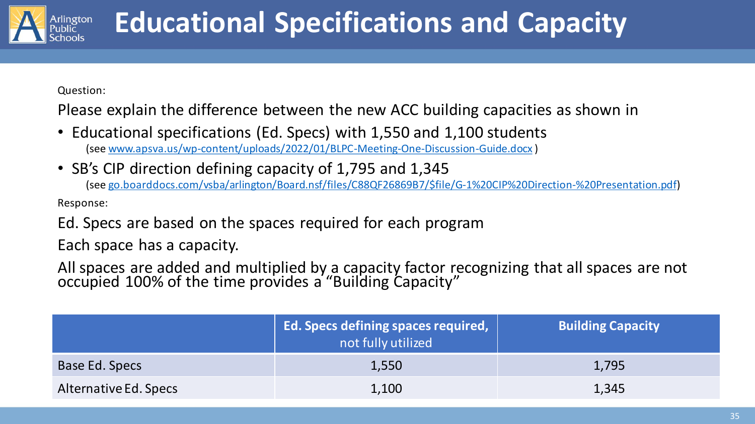# Educational Specifications and Capacity

Question:

Please explain the difference between the new ACC building capacities as shown in

- Educational specifications (Ed. Specs) with 1,550 and 1,100 students
  (see www.apsva.us/wp-content/uploads/2022/01/BLPC-Meeting-One-Discussion-Guide.docx )
- SB's CIP direction defining capacity of 1,795 and 1,345
  (see go.boarddocs.com/vsba/arlington/Board.nsf/files/C88QF26869B7/$file/G-1%20CIP%20Direction-%20Presentation.pdf)

Response:

Ed. Specs are based on the spaces required for each program

Each space has a capacity.

All spaces are added and multiplied by a capacity factor recognizing that all spaces are not occupied 100% of the time provides a "Building Capacity"

| | **Ed. Specs defining spaces required,** not fully utilized | **Building Capacity** |
|---|---|---|
| Base Ed. Specs | 1,550 | 1,795 |
| Alternative Ed. Specs | 1,100 | 1,345 |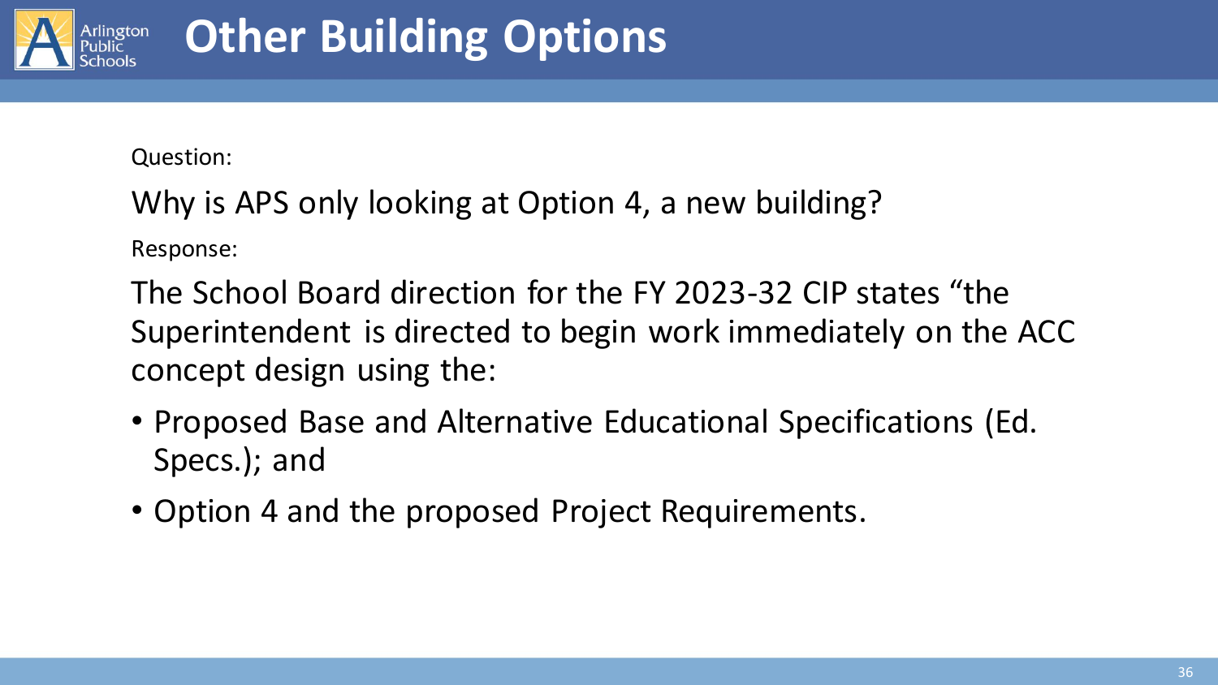# Other Building Options

Question:

Why is APS only looking at Option 4, a new building?

Response:

The School Board direction for the FY 2023-32 CIP states “the Superintendent is directed to begin work immediately on the ACC concept design using the:

- Proposed Base and Alternative Educational Specifications (Ed. Specs.); and
- Option 4 and the proposed Project Requirements.